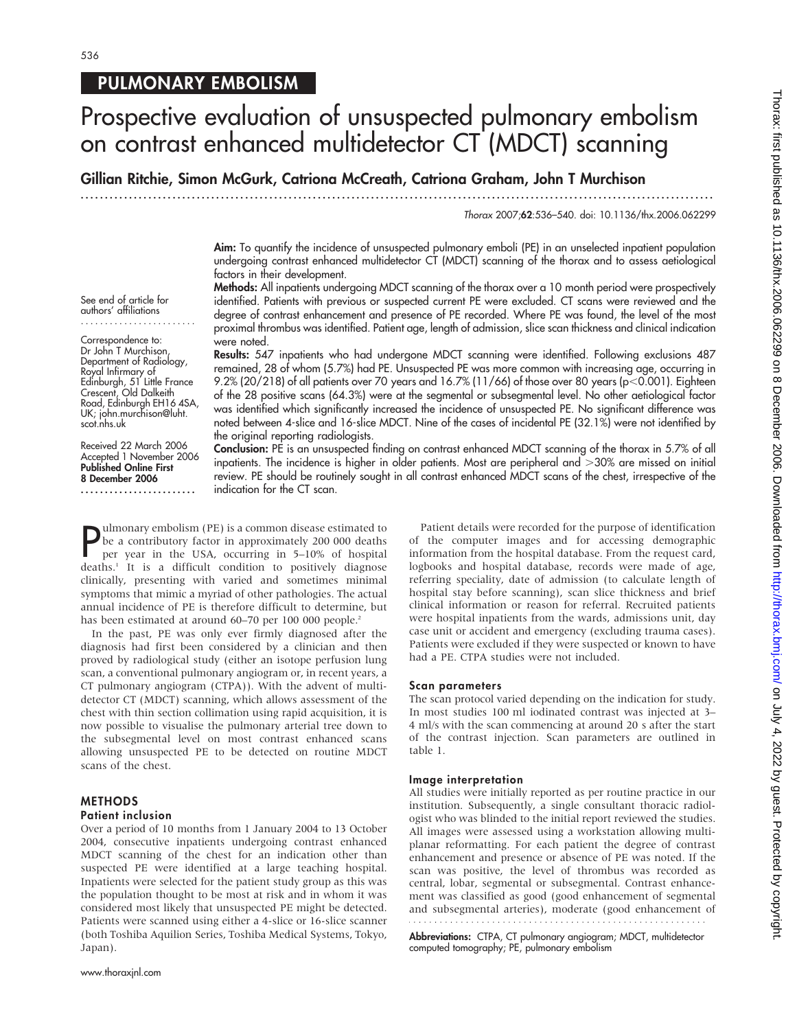# PULMONARY EMBOLISM

# Prospective evaluation of unsuspected pulmonary embolism on contrast enhanced multidetector CT (MDCT) scanning

**Gillian Ritchie, Simon McGurk, Catriona McCreath, Catriona Graham, John T Murchison**

*Thorax* 2007;**62**:536–540. doi: 10.1136/thx.2006.062299

See end of article for authors' affiliations

Correspondence to: Dr John T Murchison, Department of Radiology, Royal Infirmary of Edinburgh, 51 Little France Crescent, Old Dalkeith Road, Edinburgh EH16 4SA, UK; john.murchison@luht.scot.nhs.uk

Received 22 March 2006
Accepted 1 November 2006
**Published Online First 8 December 2006**

**Aim:** To quantify the incidence of unsuspected pulmonary emboli (PE) in an unselected inpatient population undergoing contrast enhanced multidetector CT (MDCT) scanning of the thorax and to assess aetiological factors in their development.

**Methods:** All inpatients undergoing MDCT scanning of the thorax over a 10 month period were prospectively identified. Patients with previous or suspected current PE were excluded. CT scans were reviewed and the degree of contrast enhancement and presence of PE recorded. Where PE was found, the level of the most proximal thrombus was identified. Patient age, length of admission, slice scan thickness and clinical indication were noted.

**Results:** 547 inpatients who had undergone MDCT scanning were identified. Following exclusions 487 remained, 28 of whom (5.7%) had PE. Unsuspected PE was more common with increasing age, occurring in 9.2% (20/218) of all patients over 70 years and 16.7% (11/66) of those over 80 years ($p<0.001$). Eighteen of the 28 positive scans (64.3%) were at the segmental or subsegmental level. No other aetiological factor was identified which significantly increased the incidence of unsuspected PE. No significant difference was noted between 4-slice and 16-slice MDCT. Nine of the cases of incidental PE (32.1%) were not identified by the original reporting radiologists.

**Conclusion:** PE is an unsuspected finding on contrast enhanced MDCT scanning of the thorax in 5.7% of all inpatients. The incidence is higher in older patients. Most are peripheral and >30% are missed on initial review. PE should be routinely sought in all contrast enhanced MDCT scans of the chest, irrespective of the indication for the CT scan.

Pulmonary embolism (PE) is a common disease estimated to be a contributory factor in approximately 200 000 deaths per year in the USA, occurring in 5–10% of hospital deaths.[1] It is a difficult condition to positively diagnose clinically, presenting with varied and sometimes minimal symptoms that mimic a myriad of other pathologies. The actual annual incidence of PE is therefore difficult to determine, but has been estimated at around 60–70 per 100 000 people.[2]

In the past, PE was only ever firmly diagnosed after the diagnosis had first been considered by a clinician and then proved by radiological study (either an isotope perfusion lung scan, a conventional pulmonary angiogram or, in recent years, a CT pulmonary angiogram (CTPA)). With the advent of multidetector CT (MDCT) scanning, which allows assessment of the chest with thin section collimation using rapid acquisition, it is now possible to visualise the pulmonary arterial tree down to the subsegmental level on most contrast enhanced scans allowing unsuspected PE to be detected on routine MDCT scans of the chest.

## METHODS

### Patient inclusion

Over a period of 10 months from 1 January 2004 to 13 October 2004, consecutive inpatients undergoing contrast enhanced MDCT scanning of the chest for an indication other than suspected PE were identified at a large teaching hospital. Inpatients were selected for the patient study group as this was the population thought to be most at risk and in whom it was considered most likely that unsuspected PE might be detected. Patients were scanned using either a 4-slice or 16-slice scanner (both Toshiba Aquilion Series, Toshiba Medical Systems, Tokyo, Japan).

Patient details were recorded for the purpose of identification of the computer images and for accessing demographic information from the hospital database. From the request card, logbooks and hospital database, records were made of age, referring speciality, date of admission (to calculate length of hospital stay before scanning), scan slice thickness and brief clinical information or reason for referral. Recruited patients were hospital inpatients from the wards, admissions unit, day case unit or accident and emergency (excluding trauma cases). Patients were excluded if they were suspected or known to have had a PE. CTPA studies were not included.

### Scan parameters

The scan protocol varied depending on the indication for study. In most studies 100 ml iodinated contrast was injected at 3–4 ml/s with the scan commencing at around 20 s after the start of the contrast injection. Scan parameters are outlined in table 1.

### Image interpretation

All studies were initially reported as per routine practice in our institution. Subsequently, a single consultant thoracic radiologist who was blinded to the initial report reviewed the studies. All images were assessed using a workstation allowing multiplanar reformatting. For each patient the degree of contrast enhancement and presence or absence of PE was noted. If the scan was positive, the level of thrombus was recorded as central, lobar, segmental or subsegmental. Contrast enhancement was classified as good (good enhancement of segmental and subsegmental arteries), moderate (good enhancement of

**Abbreviations:** CTPA, CT pulmonary angiogram; MDCT, multidetector computed tomography; PE, pulmonary embolism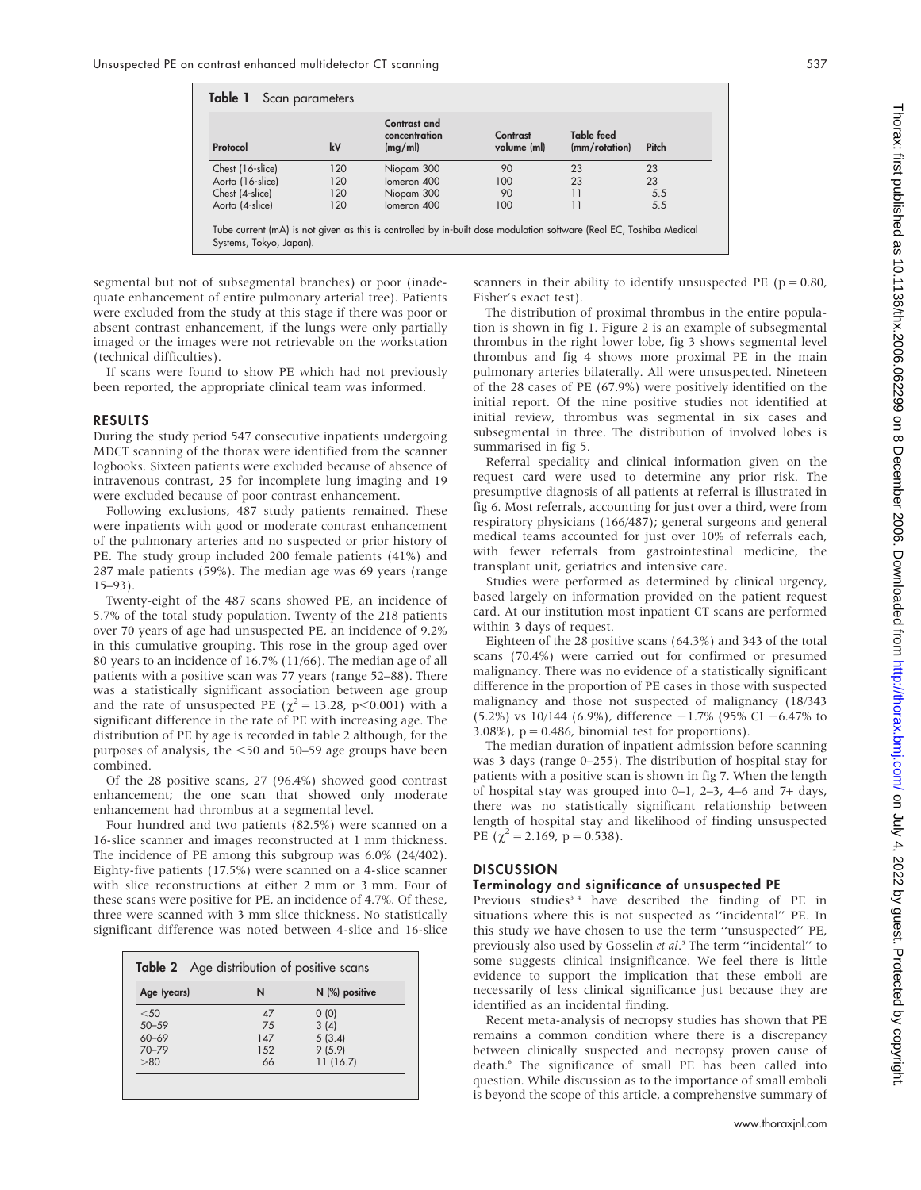**Table 1** Scan parameters

| Protocol | kV | Contrast and concentration (mg/ml) | Contrast volume (ml) | Table feed (mm/rotation) | Pitch |
|---|---|---|---|---|---|
| Chest (16-slice) | 120 | Niopam 300 | 90 | 23 | 23 |
| Aorta (16-slice) | 120 | Iomeron 400 | 100 | 23 | 23 |
| Chest (4-slice) | 120 | Niopam 300 | 90 | 11 | 5.5 |
| Aorta (4-slice) | 120 | Iomeron 400 | 100 | 11 | 5.5 |

Tube current (mA) is not given as this is controlled by in-built dose modulation software (Real EC, Toshiba Medical Systems, Tokyo, Japan).

segmental but not of subsegmental branches) or poor (inadequate enhancement of entire pulmonary arterial tree). Patients were excluded from the study at this stage if there was poor or absent contrast enhancement, if the lungs were only partially imaged or the images were not retrievable on the workstation (technical difficulties).

If scans were found to show PE which had not previously been reported, the appropriate clinical team was informed.

## RESULTS

During the study period 547 consecutive inpatients undergoing MDCT scanning of the thorax were identified from the scanner logbooks. Sixteen patients were excluded because of absence of intravenous contrast, 25 for incomplete lung imaging and 19 were excluded because of poor contrast enhancement.

Following exclusions, 487 study patients remained. These were inpatients with good or moderate contrast enhancement of the pulmonary arteries and no suspected or prior history of PE. The study group included 200 female patients (41%) and 287 male patients (59%). The median age was 69 years (range 15–93).

Twenty-eight of the 487 scans showed PE, an incidence of 5.7% of the total study population. Twenty of the 218 patients over 70 years of age had unsuspected PE, an incidence of 9.2% in this cumulative grouping. This rose in the group aged over 80 years to an incidence of 16.7% (11/66). The median age of all patients with a positive scan was 77 years (range 52–88). There was a statistically significant association between age group and the rate of unsuspected PE ($\chi^2 = 13.28$, $p<0.001$) with a significant difference in the rate of PE with increasing age. The distribution of PE by age is recorded in table 2 although, for the purposes of analysis, the <50 and 50–59 age groups have been combined.

Of the 28 positive scans, 27 (96.4%) showed good contrast enhancement; the one scan that showed only moderate enhancement had thrombus at a segmental level.

Four hundred and two patients (82.5%) were scanned on a 16-slice scanner and images reconstructed at 1 mm thickness. The incidence of PE among this subgroup was 6.0% (24/402). Eighty-five patients (17.5%) were scanned on a 4-slice scanner with slice reconstructions at either 2 mm or 3 mm. Four of these scans were positive for PE, an incidence of 4.7%. Of these, three were scanned with 3 mm slice thickness. No statistically significant difference was noted between 4-slice and 16-slice scanners in their ability to identify unsuspected PE (p = 0.80, Fisher's exact test).

**Table 2** Age distribution of positive scans

| Age (years) | N | N (%) positive |
|---|---|---|
| <50 | 47 | 0 (0) |
| 50–59 | 75 | 3 (4) |
| 60–69 | 147 | 5 (3.4) |
| 70–79 | 152 | 9 (5.9) |
| >80 | 66 | 11 (16.7) |

The distribution of proximal thrombus in the entire population is shown in fig 1. Figure 2 is an example of subsegmental thrombus in the right lower lobe, fig 3 shows segmental level thrombus and fig 4 shows more proximal PE in the main pulmonary arteries bilaterally. All were unsuspected. Nineteen of the 28 cases of PE (67.9%) were positively identified on the initial report. Of the nine positive studies not identified at initial review, thrombus was segmental in six cases and subsegmental in three. The distribution of involved lobes is summarised in fig 5.

Referral speciality and clinical information given on the request card were used to determine any prior risk. The presumptive diagnosis of all patients at referral is illustrated in fig 6. Most referrals, accounting for just over a third, were from respiratory physicians (166/487); general surgeons and general medical teams accounted for just over 10% of referrals each, with fewer referrals from gastrointestinal medicine, the transplant unit, geriatrics and intensive care.

Studies were performed as determined by clinical urgency, based largely on information provided on the patient request card. At our institution most inpatient CT scans are performed within 3 days of request.

Eighteen of the 28 positive scans (64.3%) and 343 of the total scans (70.4%) were carried out for confirmed or presumed malignancy. There was no evidence of a statistically significant difference in the proportion of PE cases in those with suspected malignancy and those not suspected of malignancy (18/343 (5.2%) vs 10/144 (6.9%), difference −1.7% (95% CI −6.47% to 3.08%), p = 0.486, binomial test for proportions).

The median duration of inpatient admission before scanning was 3 days (range 0–255). The distribution of hospital stay for patients with a positive scan is shown in fig 7. When the length of hospital stay was grouped into 0–1, 2–3, 4–6 and 7+ days, there was no statistically significant relationship between length of hospital stay and likelihood of finding unsuspected PE ($\chi^2 = 2.169$, p = 0.538).

## DISCUSSION

### Terminology and significance of unsuspected PE

Previous studies[3 4] have described the finding of PE in situations where this is not suspected as "incidental" PE. In this study we have chosen to use the term "unsuspected" PE, previously also used by Gosselin *et al*.[5] The term "incidental" to some suggests clinical insignificance. We feel there is little evidence to support the implication that these emboli are necessarily of less clinical significance just because they are identified as an incidental finding.

Recent meta-analysis of necropsy studies has shown that PE remains a common condition where there is a discrepancy between clinically suspected and necropsy proven cause of death.[6] The significance of small PE has been called into question. While discussion as to the importance of small emboli is beyond the scope of this article, a comprehensive summary of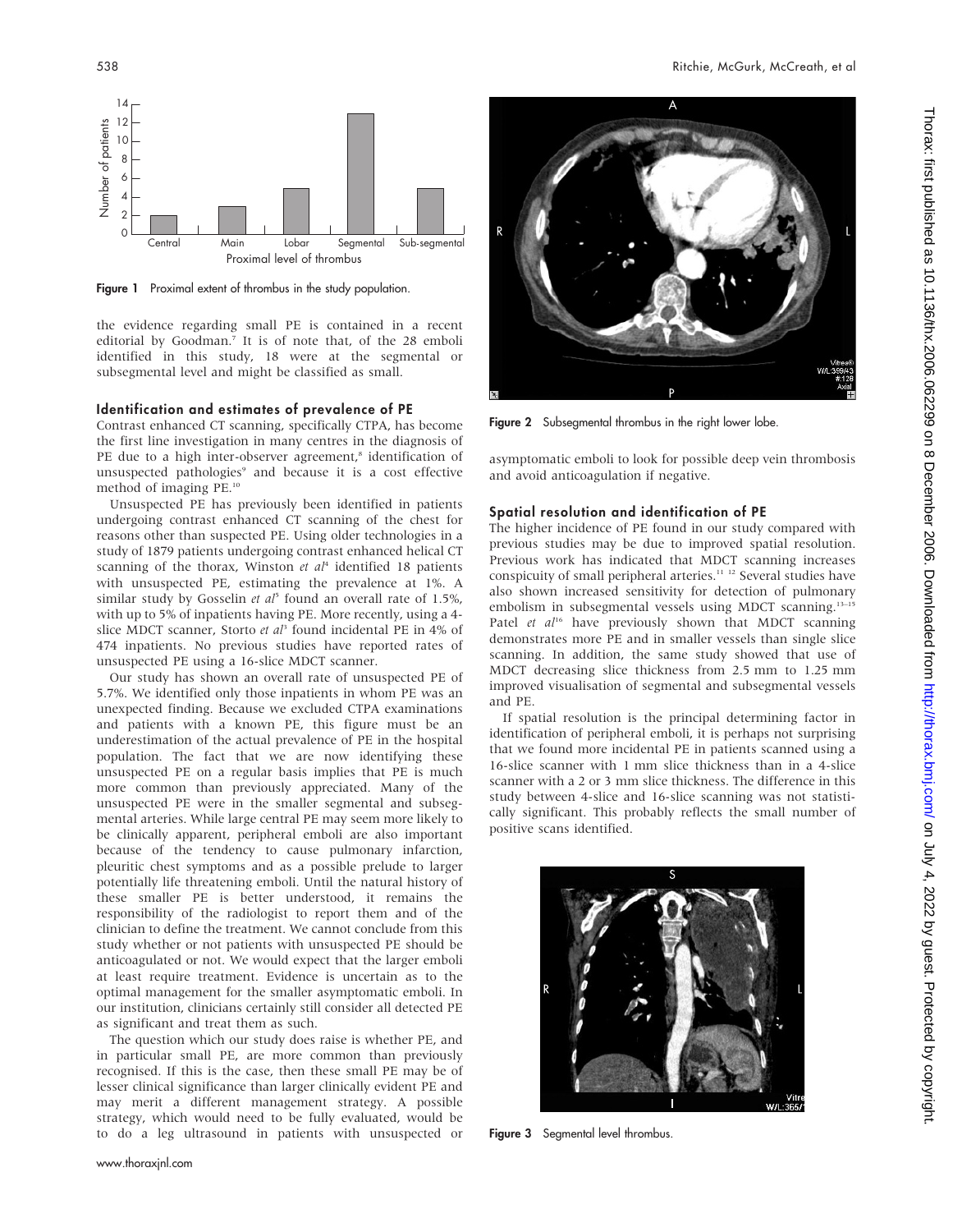Figure 1 Proximal extent of thrombus in the study population.

the evidence regarding small PE is contained in a recent editorial by Goodman.[7] It is of note that, of the 28 emboli identified in this study, 18 were at the segmental or subsegmental level and might be classified as small.

### Identification and estimates of prevalence of PE

Contrast enhanced CT scanning, specifically CTPA, has become the first line investigation in many centres in the diagnosis of PE due to a high inter-observer agreement,[8] identification of unsuspected pathologies[9] and because it is a cost effective method of imaging PE.[10]

Unsuspected PE has previously been identified in patients undergoing contrast enhanced CT scanning of the chest for reasons other than suspected PE. Using older technologies in a study of 1879 patients undergoing contrast enhanced helical CT scanning of the thorax, Winston *et al*[4] identified 18 patients with unsuspected PE, estimating the prevalence at 1%. A similar study by Gosselin *et al*[5] found an overall rate of 1.5%, with up to 5% of inpatients having PE. More recently, using a 4-slice MDCT scanner, Storto *et al*[3] found incidental PE in 4% of 474 inpatients. No previous studies have reported rates of unsuspected PE using a 16-slice MDCT scanner.

Our study has shown an overall rate of unsuspected PE of 5.7%. We identified only those inpatients in whom PE was an unexpected finding. Because we excluded CTPA examinations and patients with a known PE, this figure must be an underestimation of the actual prevalence of PE in the hospital population. The fact that we are now identifying these unsuspected PE on a regular basis implies that PE is much more common than previously appreciated. Many of the unsuspected PE were in the smaller segmental and subsegmental arteries. While large central PE may seem more likely to be clinically apparent, peripheral emboli are also important because of the tendency to cause pulmonary infarction, pleuritic chest symptoms and as a possible prelude to larger potentially life threatening emboli. Until the natural history of these smaller PE is better understood, it remains the responsibility of the radiologist to report them and of the clinician to define the treatment. We cannot conclude from this study whether or not patients with unsuspected PE should be anticoagulated or not. We would expect that the larger emboli at least require treatment. Evidence is uncertain as to the optimal management for the smaller asymptomatic emboli. In our institution, clinicians certainly still consider all detected PE as significant and treat them as such.

The question which our study does raise is whether PE, and in particular small PE, are more common than previously recognised. If this is the case, then these small PE may be of lesser clinical significance than larger clinically evident PE and may merit a different management strategy. A possible strategy, which would need to be fully evaluated, would be to do a leg ultrasound in patients with unsuspected or asymptomatic emboli to look for possible deep vein thrombosis and avoid anticoagulation if negative.

Figure 2 Subsegmental thrombus in the right lower lobe.

### Spatial resolution and identification of PE

The higher incidence of PE found in our study compared with previous studies may be due to improved spatial resolution. Previous work has indicated that MDCT scanning increases conspicuity of small peripheral arteries.[11 12] Several studies have also shown increased sensitivity for detection of pulmonary embolism in subsegmental vessels using MDCT scanning.[13–15] Patel *et al*[16] have previously shown that MDCT scanning demonstrates more PE and in smaller vessels than single slice scanning. In addition, the same study showed that use of MDCT decreasing slice thickness from 2.5 mm to 1.25 mm improved visualisation of segmental and subsegmental vessels and PE.

If spatial resolution is the principal determining factor in identification of peripheral emboli, it is perhaps not surprising that we found more incidental PE in patients scanned using a 16-slice scanner with 1 mm slice thickness than in a 4-slice scanner with a 2 or 3 mm slice thickness. The difference in this study between 4-slice and 16-slice scanning was not statistically significant. This probably reflects the small number of positive scans identified.

Figure 3 Segmental level thrombus.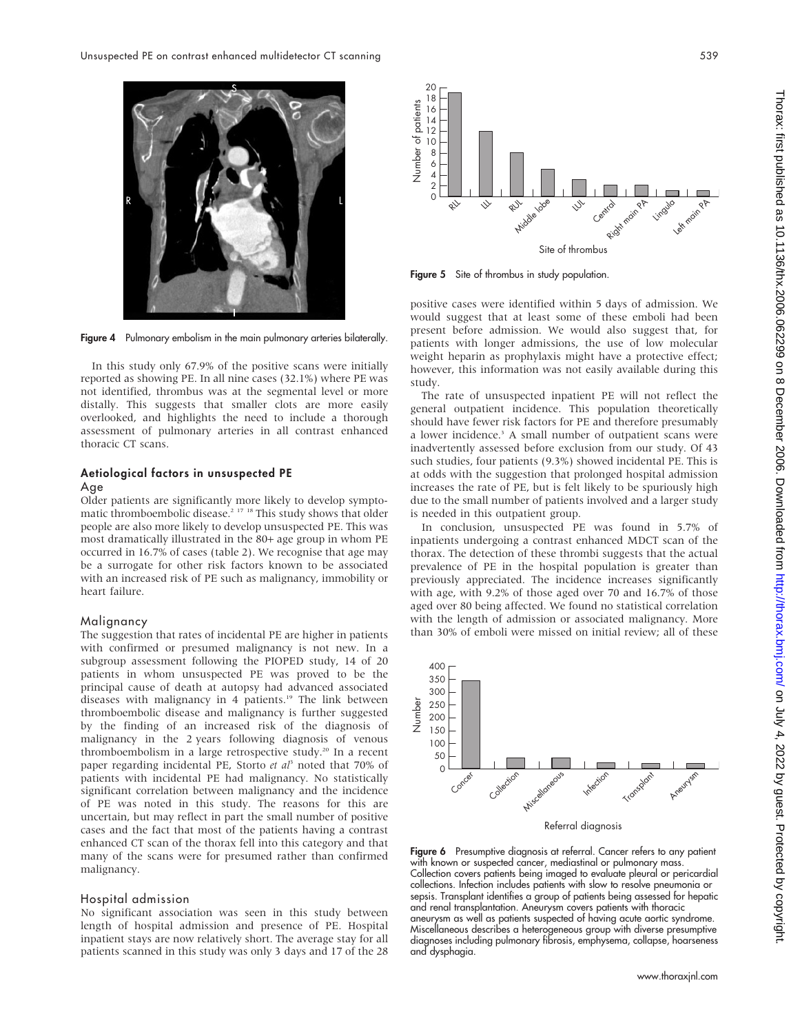Figure 4 Pulmonary embolism in the main pulmonary arteries bilaterally.

In this study only 67.9% of the positive scans were initially reported as showing PE. In all nine cases (32.1%) where PE was not identified, thrombus was at the segmental level or more distally. This suggests that smaller clots are more easily overlooked, and highlights the need to include a thorough assessment of pulmonary arteries in all contrast enhanced thoracic CT scans.

### Aetiological factors in unsuspected PE

#### Age

Older patients are significantly more likely to develop symptomatic thromboembolic disease.[2 17 18] This study shows that older people are also more likely to develop unsuspected PE. This was most dramatically illustrated in the 80+ age group in whom PE occurred in 16.7% of cases (table 2). We recognise that age may be a surrogate for other risk factors known to be associated with an increased risk of PE such as malignancy, immobility or heart failure.

#### Malignancy

The suggestion that rates of incidental PE are higher in patients with confirmed or presumed malignancy is not new. In a subgroup assessment following the PIOPED study, 14 of 20 patients in whom unsuspected PE was proved to be the principal cause of death at autopsy had advanced associated diseases with malignancy in 4 patients.[19] The link between thromboembolic disease and malignancy is further suggested by the finding of an increased risk of the diagnosis of malignancy in the 2 years following diagnosis of venous thromboembolism in a large retrospective study.[20] In a recent paper regarding incidental PE, Storto *et al*[3] noted that 70% of patients with incidental PE had malignancy. No statistically significant correlation between malignancy and the incidence of PE was noted in this study. The reasons for this are uncertain, but may reflect in part the small number of positive cases and the fact that most of the patients having a contrast enhanced CT scan of the thorax fell into this category and that many of the scans were for presumed rather than confirmed malignancy.

#### Hospital admission

No significant association was seen in this study between length of hospital admission and presence of PE. Hospital inpatient stays are now relatively short. The average stay for all patients scanned in this study was only 3 days and 17 of the 28 positive cases were identified within 5 days of admission. We would suggest that at least some of these emboli had been present before admission. We would also suggest that, for patients with longer admissions, the use of low molecular weight heparin as prophylaxis might have a protective effect; however, this information was not easily available during this study.

The rate of unsuspected inpatient PE will not reflect the general outpatient incidence. This population theoretically should have fewer risk factors for PE and therefore presumably a lower incidence.[3] A small number of outpatient scans were inadvertently assessed before exclusion from our study. Of 43 such studies, four patients (9.3%) showed incidental PE. This is at odds with the suggestion that prolonged hospital admission increases the rate of PE, but is felt likely to be spuriously high due to the small number of patients involved and a larger study is needed in this outpatient group.

In conclusion, unsuspected PE was found in 5.7% of inpatients undergoing a contrast enhanced MDCT scan of the thorax. The detection of these thrombi suggests that the actual prevalence of PE in the hospital population is greater than previously appreciated. The incidence increases significantly with age, with 9.2% of those aged over 70 and 16.7% of those aged over 80 being affected. We found no statistical correlation with the length of admission or associated malignancy. More than 30% of emboli were missed on initial review; all of these

Figure 5 Site of thrombus in study population.

Figure 6 Presumptive diagnosis at referral. Cancer refers to any patient with known or suspected cancer, mediastinal or pulmonary mass. Collection covers patients being imaged to evaluate pleural or pericardial collections. Infection includes patients with slow to resolve pneumonia or sepsis. Transplant identifies a group of patients being assessed for hepatic and renal transplantation. Aneurysm covers patients with thoracic aneurysm as well as patients suspected of having acute aortic syndrome. Miscellaneous describes a heterogeneous group with diverse presumptive diagnoses including pulmonary fibrosis, emphysema, collapse, hoarseness and dysphagia.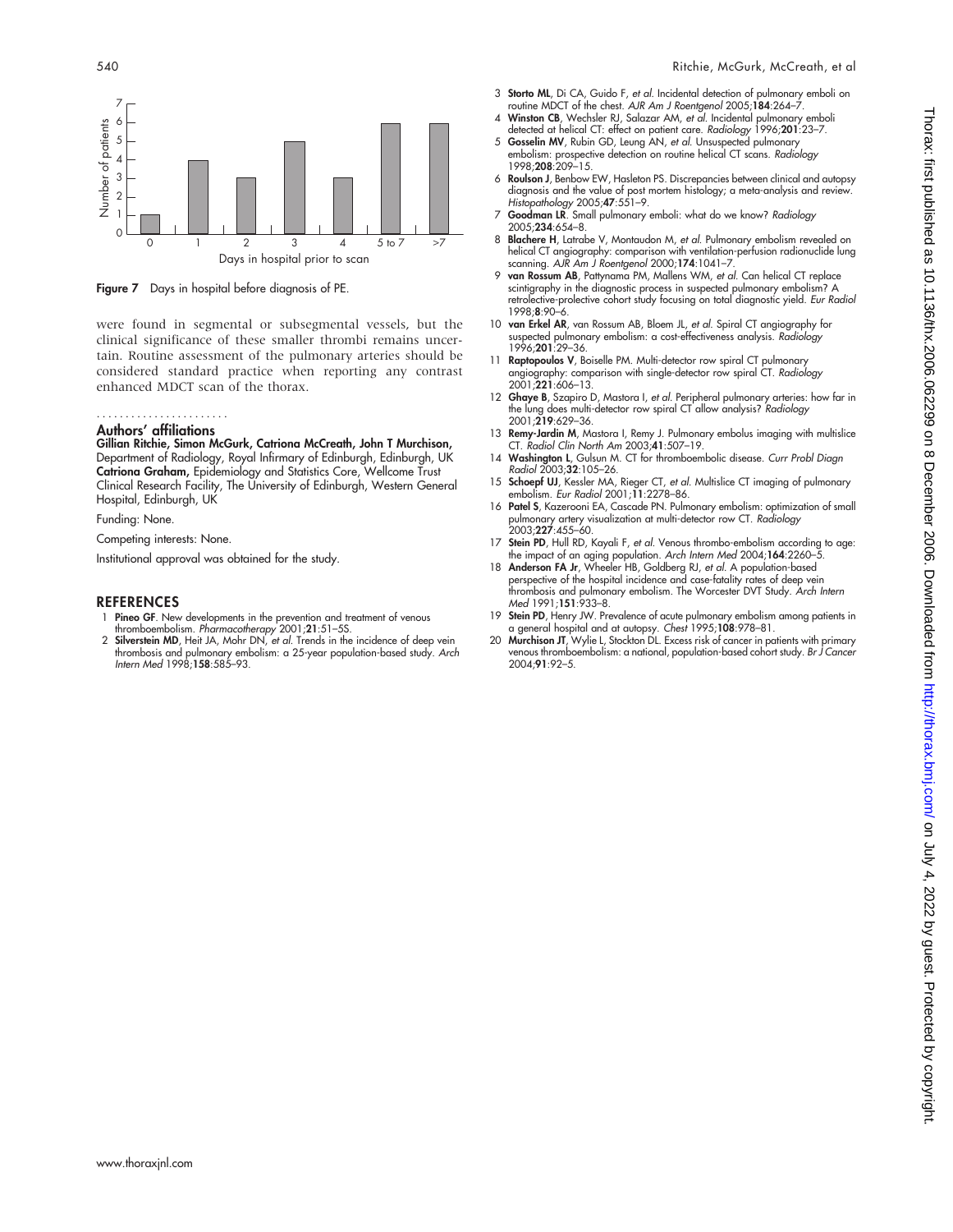7
6
5
4
3
2
1
0
Number of patients
0 1 2 3 4 5 to 7 >7
Days in hospital prior to scan

**Figure 7** Days in hospital before diagnosis of PE.

were found in segmental or subsegmental vessels, but the clinical significance of these smaller thrombi remains uncertain. Routine assessment of the pulmonary arteries should be considered standard practice when reporting any contrast enhanced MDCT scan of the thorax.

## Authors' affiliations

**Gillian Ritchie, Simon McGurk, Catriona McCreath, John T Murchison,** Department of Radiology, Royal Infirmary of Edinburgh, Edinburgh, UK
**Catriona Graham,** Epidemiology and Statistics Core, Wellcome Trust Clinical Research Facility, The University of Edinburgh, Western General Hospital, Edinburgh, UK

Funding: None.

Competing interests: None.

Institutional approval was obtained for the study.

## REFERENCES

1. **Pineo GF**. New developments in the prevention and treatment of venous thromboembolism. *Pharmacotherapy* 2001;**21**:51–5S.
2. **Silverstein MD**, Heit JA, Mohr DN, *et al*. Trends in the incidence of deep vein thrombosis and pulmonary embolism: a 25-year population-based study. *Arch Intern Med* 1998;**158**:585–93.
3. **Storto ML**, Di CA, Guido F, *et al*. Incidental detection of pulmonary emboli on routine MDCT of the chest. *AJR Am J Roentgenol* 2005;**184**:264–7.
4. **Winston CB**, Wechsler RJ, Salazar AM, *et al*. Incidental pulmonary emboli detected at helical CT: effect on patient care. *Radiology* 1996;**201**:23–7.
5. **Gosselin MV**, Rubin GD, Leung AN, *et al*. Unsuspected pulmonary embolism: prospective detection on routine helical CT scans. *Radiology* 1998;**208**:209–15.
6. **Roulson J**, Benbow EW, Hasleton PS. Discrepancies between clinical and autopsy diagnosis and the value of post mortem histology; a meta-analysis and review. *Histopathology* 2005;**47**:551–9.
7. **Goodman LR**. Small pulmonary emboli: what do we know? *Radiology* 2005;**234**:654–8.
8. **Blachere H**, Latrabe V, Montaudon M, *et al*. Pulmonary embolism revealed on helical CT angiography: comparison with ventilation-perfusion radionuclide lung scanning. *AJR Am J Roentgenol* 2000;**174**:1041–7.
9. **van Rossum AB**, Pattynama PM, Mallens WM, *et al*. Can helical CT replace scintigraphy in the diagnostic process in suspected pulmonary embolism? A retrolective-prolective cohort study focusing on total diagnostic yield. *Eur Radiol* 1998;**8**:90–6.
10. **van Erkel AR**, van Rossum AB, Bloem JL, *et al*. Spiral CT angiography for suspected pulmonary embolism: a cost-effectiveness analysis. *Radiology* 1996;**201**:29–36.
11. **Raptopoulos V**, Boiselle PM. Multi-detector row spiral CT pulmonary angiography: comparison with single-detector row spiral CT. *Radiology* 2001;**221**:606–13.
12. **Ghaye B**, Szapiro D, Mastora I, *et al*. Peripheral pulmonary arteries: how far in the lung does multi-detector row spiral CT allow analysis? *Radiology* 2001;**219**:629–36.
13. **Remy-Jardin M**, Mastora I, Remy J. Pulmonary embolus imaging with multislice CT. *Radiol Clin North Am* 2003;**41**:507–19.
14. **Washington L**, Gulsun M. CT for thromboembolic disease. *Curr Probl Diagn Radiol* 2003;**32**:105–26.
15. **Schoepf UJ**, Kessler MA, Rieger CT, *et al*. Multislice CT imaging of pulmonary embolism. *Eur Radiol* 2001;**11**:2278–86.
16. **Patel S**, Kazerooni EA, Cascade PN. Pulmonary embolism: optimization of small pulmonary artery visualization at multi-detector row CT. *Radiology* 2003;**227**:455–60.
17. **Stein PD**, Hull RD, Kayali F, *et al*. Venous thrombo-embolism according to age: the impact of an aging population. *Arch Intern Med* 2004;**164**:2260–5.
18. **Anderson FA Jr**, Wheeler HB, Goldberg RJ, *et al*. A population-based perspective of the hospital incidence and case-fatality rates of deep vein thrombosis and pulmonary embolism. The Worcester DVT Study. *Arch Intern Med* 1991;**151**:933–8.
19. **Stein PD**, Henry JW. Prevalence of acute pulmonary embolism among patients in a general hospital and at autopsy. *Chest* 1995;**108**:978–81.
20. **Murchison JT**, Wylie L, Stockton DL. Excess risk of cancer in patients with primary venous thromboembolism: a national, population-based cohort study. *Br J Cancer* 2004;**91**:92–5.